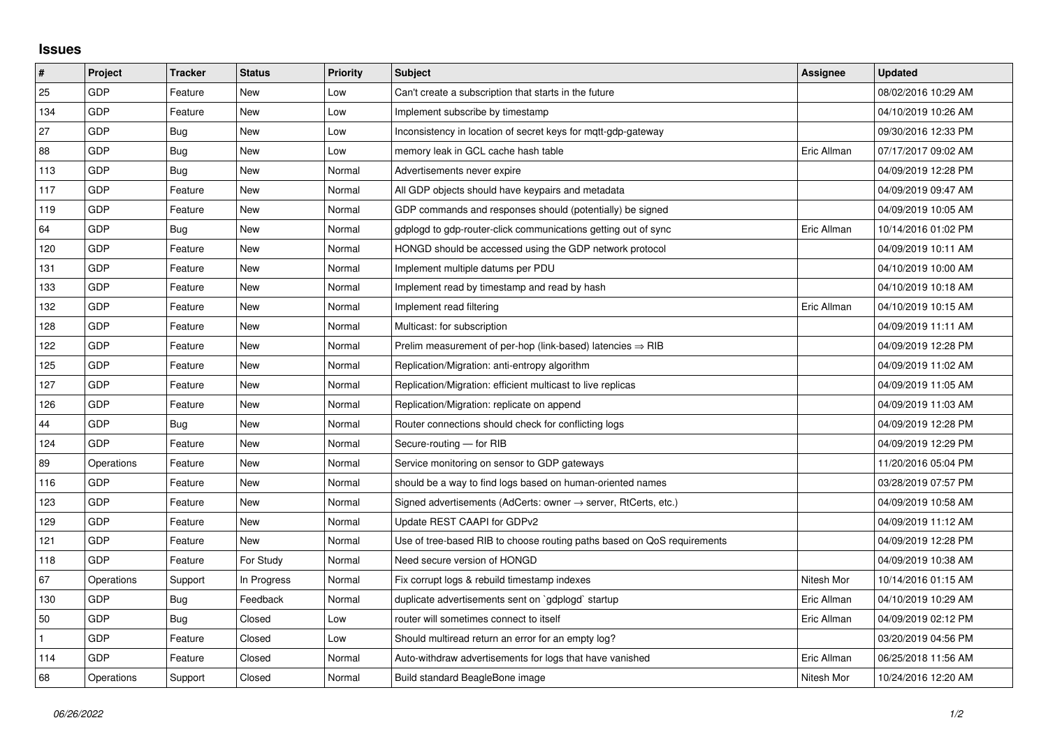## Issues

| # | Project | Tracker | Status | Priority | Subject | Assignee | Updated |
|---|---|---|---|---|---|---|---|
| 25 | GDP | Feature | New | Low | Can't create a subscription that starts in the future | | 08/02/2016 10:29 AM |
| 134 | GDP | Feature | New | Low | Implement subscribe by timestamp | | 04/10/2019 10:26 AM |
| 27 | GDP | Bug | New | Low | Inconsistency in location of secret keys for mqtt-gdp-gateway | | 09/30/2016 12:33 PM |
| 88 | GDP | Bug | New | Low | memory leak in GCL cache hash table | Eric Allman | 07/17/2017 09:02 AM |
| 113 | GDP | Bug | New | Normal | Advertisements never expire | | 04/09/2019 12:28 PM |
| 117 | GDP | Feature | New | Normal | All GDP objects should have keypairs and metadata | | 04/09/2019 09:47 AM |
| 119 | GDP | Feature | New | Normal | GDP commands and responses should (potentially) be signed | | 04/09/2019 10:05 AM |
| 64 | GDP | Bug | New | Normal | gdplogd to gdp-router-click communications getting out of sync | Eric Allman | 10/14/2016 01:02 PM |
| 120 | GDP | Feature | New | Normal | HONGD should be accessed using the GDP network protocol | | 04/09/2019 10:11 AM |
| 131 | GDP | Feature | New | Normal | Implement multiple datums per PDU | | 04/10/2019 10:00 AM |
| 133 | GDP | Feature | New | Normal | Implement read by timestamp and read by hash | | 04/10/2019 10:18 AM |
| 132 | GDP | Feature | New | Normal | Implement read filtering | Eric Allman | 04/10/2019 10:15 AM |
| 128 | GDP | Feature | New | Normal | Multicast: for subscription | | 04/09/2019 11:11 AM |
| 122 | GDP | Feature | New | Normal | Prelim measurement of per-hop (link-based) latencies ⇒ RIB | | 04/09/2019 12:28 PM |
| 125 | GDP | Feature | New | Normal | Replication/Migration: anti-entropy algorithm | | 04/09/2019 11:02 AM |
| 127 | GDP | Feature | New | Normal | Replication/Migration: efficient multicast to live replicas | | 04/09/2019 11:05 AM |
| 126 | GDP | Feature | New | Normal | Replication/Migration: replicate on append | | 04/09/2019 11:03 AM |
| 44 | GDP | Bug | New | Normal | Router connections should check for conflicting logs | | 04/09/2019 12:28 PM |
| 124 | GDP | Feature | New | Normal | Secure-routing — for RIB | | 04/09/2019 12:29 PM |
| 89 | Operations | Feature | New | Normal | Service monitoring on sensor to GDP gateways | | 11/20/2016 05:04 PM |
| 116 | GDP | Feature | New | Normal | should be a way to find logs based on human-oriented names | | 03/28/2019 07:57 PM |
| 123 | GDP | Feature | New | Normal | Signed advertisements (AdCerts: owner → server, RtCerts, etc.) | | 04/09/2019 10:58 AM |
| 129 | GDP | Feature | New | Normal | Update REST CAAPI for GDPv2 | | 04/09/2019 11:12 AM |
| 121 | GDP | Feature | New | Normal | Use of tree-based RIB to choose routing paths based on QoS requirements | | 04/09/2019 12:28 PM |
| 118 | GDP | Feature | For Study | Normal | Need secure version of HONGD | | 04/09/2019 10:38 AM |
| 67 | Operations | Support | In Progress | Normal | Fix corrupt logs & rebuild timestamp indexes | Nitesh Mor | 10/14/2016 01:15 AM |
| 130 | GDP | Bug | Feedback | Normal | duplicate advertisements sent on `gdplogd` startup | Eric Allman | 04/10/2019 10:29 AM |
| 50 | GDP | Bug | Closed | Low | router will sometimes connect to itself | Eric Allman | 04/09/2019 02:12 PM |
| 1 | GDP | Feature | Closed | Low | Should multiread return an error for an empty log? | | 03/20/2019 04:56 PM |
| 114 | GDP | Feature | Closed | Normal | Auto-withdraw advertisements for logs that have vanished | Eric Allman | 06/25/2018 11:56 AM |
| 68 | Operations | Support | Closed | Normal | Build standard BeagleBone image | Nitesh Mor | 10/24/2016 12:20 AM |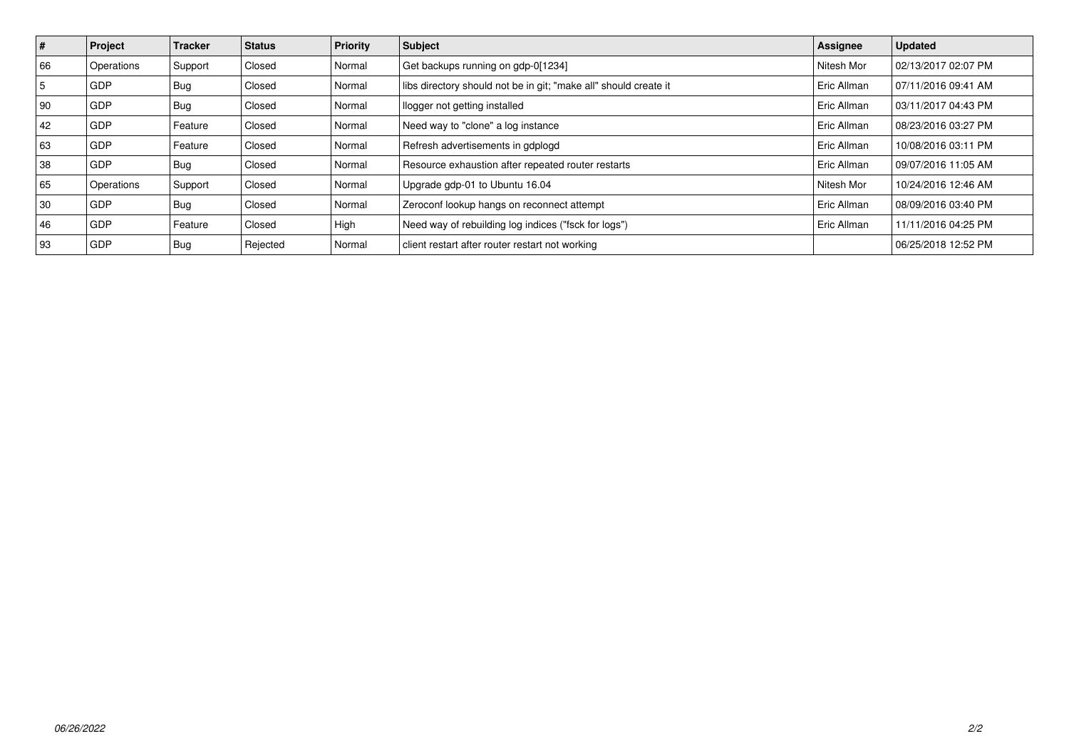| # | Project | Tracker | Status | Priority | Subject | Assignee | Updated |
|---|---|---|---|---|---|---|---|
| 66 | Operations | Support | Closed | Normal | Get backups running on gdp-0[1234] | Nitesh Mor | 02/13/2017 02:07 PM |
| 5 | GDP | Bug | Closed | Normal | libs directory should not be in git; "make all" should create it | Eric Allman | 07/11/2016 09:41 AM |
| 90 | GDP | Bug | Closed | Normal | llogger not getting installed | Eric Allman | 03/11/2017 04:43 PM |
| 42 | GDP | Feature | Closed | Normal | Need way to "clone" a log instance | Eric Allman | 08/23/2016 03:27 PM |
| 63 | GDP | Feature | Closed | Normal | Refresh advertisements in gdplogd | Eric Allman | 10/08/2016 03:11 PM |
| 38 | GDP | Bug | Closed | Normal | Resource exhaustion after repeated router restarts | Eric Allman | 09/07/2016 11:05 AM |
| 65 | Operations | Support | Closed | Normal | Upgrade gdp-01 to Ubuntu 16.04 | Nitesh Mor | 10/24/2016 12:46 AM |
| 30 | GDP | Bug | Closed | Normal | Zeroconf lookup hangs on reconnect attempt | Eric Allman | 08/09/2016 03:40 PM |
| 46 | GDP | Feature | Closed | High | Need way of rebuilding log indices ("fsck for logs") | Eric Allman | 11/11/2016 04:25 PM |
| 93 | GDP | Bug | Rejected | Normal | client restart after router restart not working | | 06/25/2018 12:52 PM |